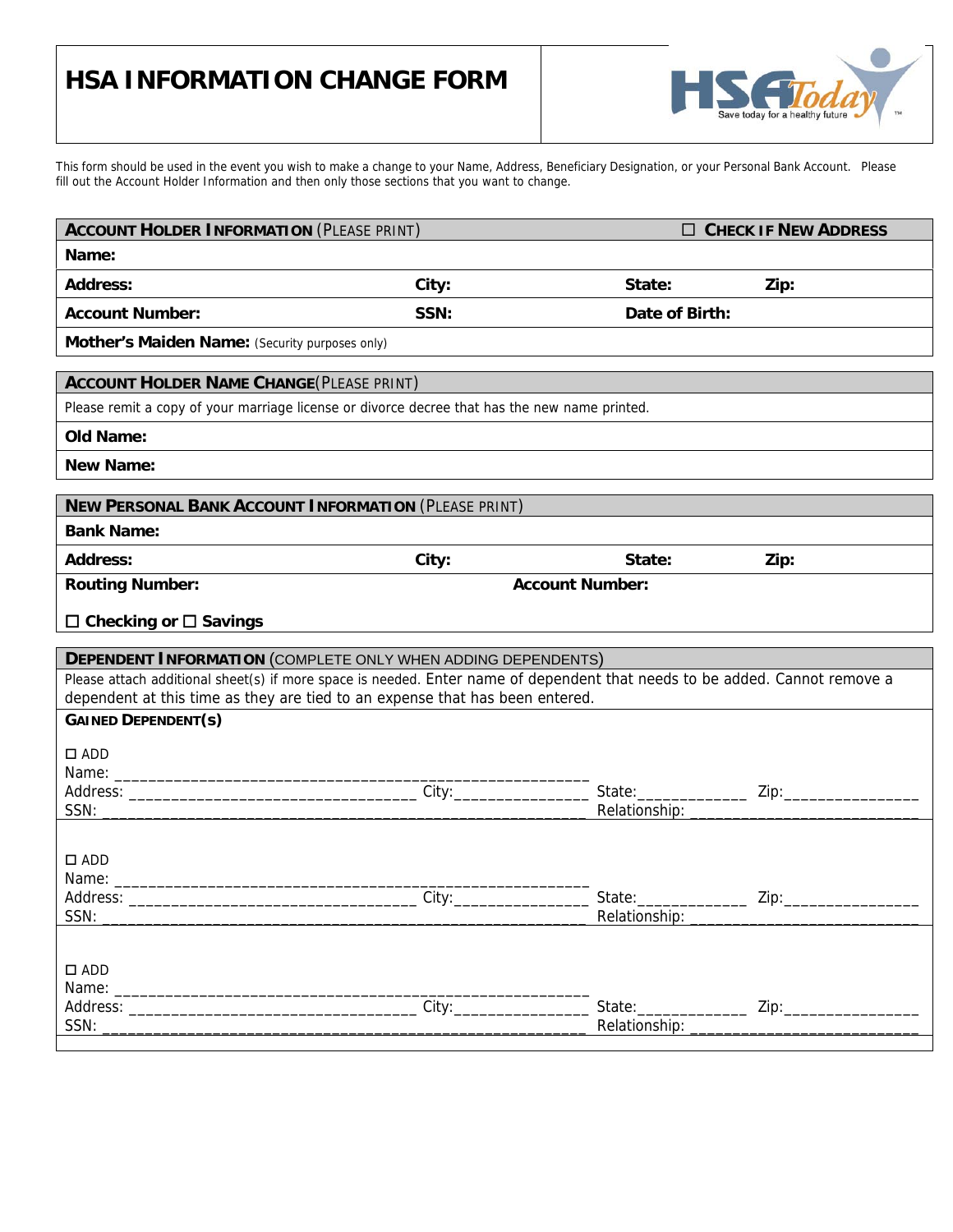# HSA INFORMATION CHANGE FORM

HSA Today — Save today for a healthy future ™

This form should be used in the event you wish to make a change to your Name, Address, Beneficiary Designation, or your Personal Bank Account. Please fill out the Account Holder Information and then only those sections that you want to change.

| **ACCOUNT HOLDER INFORMATION** (PLEASE PRINT) | | ☐ **CHECK IF NEW ADDRESS** | |
|---|---|---|---|
| **Name:** | | | |
| **Address:** | **City:** | **State:** | **Zip:** |
| **Account Number:** | **SSN:** | **Date of Birth:** | |
| **Mother's Maiden Name:** (Security purposes only) | | | |

| **ACCOUNT HOLDER NAME CHANGE** (PLEASE PRINT) |
|---|
| Please remit a copy of your marriage license or divorce decree that has the new name printed. |
| **Old Name:** |
| **New Name:** |

| **NEW PERSONAL BANK ACCOUNT INFORMATION** (PLEASE PRINT) | | | |
|---|---|---|---|
| **Bank Name:** | | | |
| **Address:** | **City:** | **State:** | **Zip:** |
| **Routing Number:** | | **Account Number:** | |
| ☐ **Checking or** ☐ **Savings** | | | |

**DEPENDENT INFORMATION** (COMPLETE ONLY WHEN ADDING DEPENDENTS)

Please attach additional sheet(s) if more space is needed. Enter name of dependent that needs to be added. Cannot remove a dependent at this time as they are tied to an expense that has been entered.

**GAINED DEPENDENT(S)**

☐ ADD
Name: ________________________________________________________
Address: __________________________________ City:_______________ State:____________ Zip:_______________
SSN: _________________________________________________________ Relationship: ___________________________

☐ ADD
Name: ________________________________________________________
Address: __________________________________ City:_______________ State:____________ Zip:_______________
SSN: _________________________________________________________ Relationship: ___________________________

☐ ADD
Name: ________________________________________________________
Address: __________________________________ City:_______________ State:____________ Zip:_______________
SSN: _________________________________________________________ Relationship: ___________________________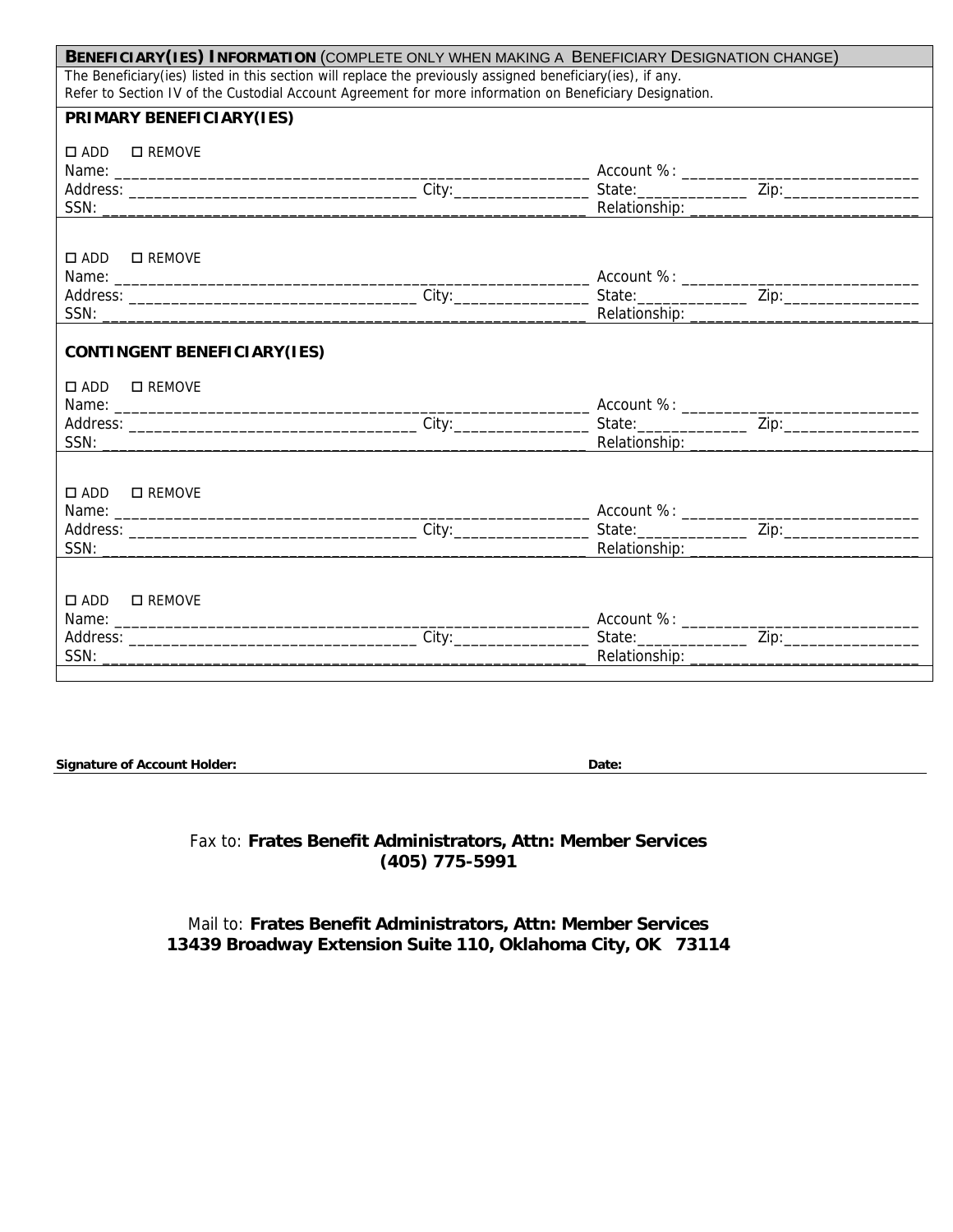**BENEFICIARY(IES) INFORMATION** (COMPLETE ONLY WHEN MAKING A BENEFICIARY DESIGNATION CHANGE)

The Beneficiary(ies) listed in this section will replace the previously assigned beneficiary(ies), if any.
Refer to Section IV of the Custodial Account Agreement for more information on Beneficiary Designation.

**PRIMARY BENEFICIARY(IES)**

☐ ADD ☐ REMOVE
Name: ___________________________________________________________ Account %: ______________________________
Address: ____________________________________ City:_________________ State:______________ Zip:_________________
SSN: ____________________________________________________________ Relationship: ____________________________

☐ ADD ☐ REMOVE
Name: ___________________________________________________________ Account %: ______________________________
Address: ____________________________________ City:_________________ State:______________ Zip:_________________
SSN: ____________________________________________________________ Relationship: ____________________________

**CONTINGENT BENEFICIARY(IES)**

☐ ADD ☐ REMOVE
Name: ___________________________________________________________ Account %: ______________________________
Address: ____________________________________ City:_________________ State:______________ Zip:_________________
SSN: ____________________________________________________________ Relationship: ____________________________

☐ ADD ☐ REMOVE
Name: ___________________________________________________________ Account %: ______________________________
Address: ____________________________________ City:_________________ State:______________ Zip:_________________
SSN: ____________________________________________________________ Relationship: ____________________________

☐ ADD ☐ REMOVE
Name: ___________________________________________________________ Account %: ______________________________
Address: ____________________________________ City:_________________ State:______________ Zip:_________________
SSN: ____________________________________________________________ Relationship: ____________________________

**Signature of Account Holder:** ______________________________________________ **Date:** ______________________

Fax to: **Frates Benefit Administrators, Attn: Member Services**
**(405) 775-5991**

Mail to: **Frates Benefit Administrators, Attn: Member Services**
**13439 Broadway Extension Suite 110, Oklahoma City, OK 73114**